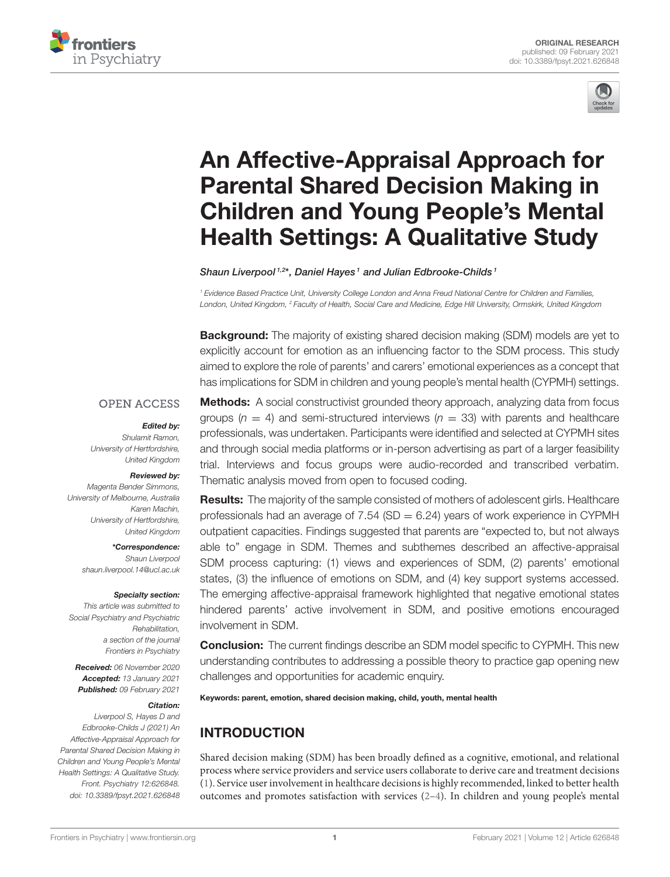ORIGINAL RESEARCH
published: 09 February 2021
doi: 10.3389/fpsyt.2021.626848

# An Affective-Appraisal Approach for Parental Shared Decision Making in Children and Young People's Mental Health Settings: A Qualitative Study

*Shaun Liverpool[1,2]\*, Daniel Hayes[1] and Julian Edbrooke-Childs[1]*

[1] Evidence Based Practice Unit, University College London and Anna Freud National Centre for Children and Families, London, United Kingdom, [2] Faculty of Health, Social Care and Medicine, Edge Hill University, Ormskirk, United Kingdom

OPEN ACCESS

***Edited by:***
Shulamit Ramon,
University of Hertfordshire,
United Kingdom

***Reviewed by:***
Magenta Bender Simmons,
University of Melbourne, Australia
Karen Machin,
University of Hertfordshire,
United Kingdom

***\*Correspondence:***
Shaun Liverpool
shaun.liverpool.14@ucl.ac.uk

***Specialty section:***
This article was submitted to
Social Psychiatry and Psychiatric
Rehabilitation,
a section of the journal
Frontiers in Psychiatry

***Received:*** 06 November 2020
***Accepted:*** 13 January 2021
***Published:*** 09 February 2021

***Citation:***
Liverpool S, Hayes D and
Edbrooke-Childs J (2021) An
Affective-Appraisal Approach for
Parental Shared Decision Making in
Children and Young People's Mental
Health Settings: A Qualitative Study.
Front. Psychiatry 12:626848.
doi: 10.3389/fpsyt.2021.626848

**Background:** The majority of existing shared decision making (SDM) models are yet to explicitly account for emotion as an influencing factor to the SDM process. This study aimed to explore the role of parents' and carers' emotional experiences as a concept that has implications for SDM in children and young people's mental health (CYPMH) settings.

**Methods:** A social constructivist grounded theory approach, analyzing data from focus groups ($n = 4$) and semi-structured interviews ($n = 33$) with parents and healthcare professionals, was undertaken. Participants were identified and selected at CYPMH sites and through social media platforms or in-person advertising as part of a larger feasibility trial. Interviews and focus groups were audio-recorded and transcribed verbatim. Thematic analysis moved from open to focused coding.

**Results:** The majority of the sample consisted of mothers of adolescent girls. Healthcare professionals had an average of 7.54 (SD = 6.24) years of work experience in CYPMH outpatient capacities. Findings suggested that parents are "expected to, but not always able to" engage in SDM. Themes and subthemes described an affective-appraisal SDM process capturing: (1) views and experiences of SDM, (2) parents' emotional states, (3) the influence of emotions on SDM, and (4) key support systems accessed. The emerging affective-appraisal framework highlighted that negative emotional states hindered parents' active involvement in SDM, and positive emotions encouraged involvement in SDM.

**Conclusion:** The current findings describe an SDM model specific to CYPMH. This new understanding contributes to addressing a possible theory to practice gap opening new challenges and opportunities for academic enquiry.

**Keywords:** parent, emotion, shared decision making, child, youth, mental health

## INTRODUCTION

Shared decision making (SDM) has been broadly defined as a cognitive, emotional, and relational process where service providers and service users collaborate to derive care and treatment decisions (1). Service user involvement in healthcare decisions is highly recommended, linked to better health outcomes and promotes satisfaction with services (2–4). In children and young people's mental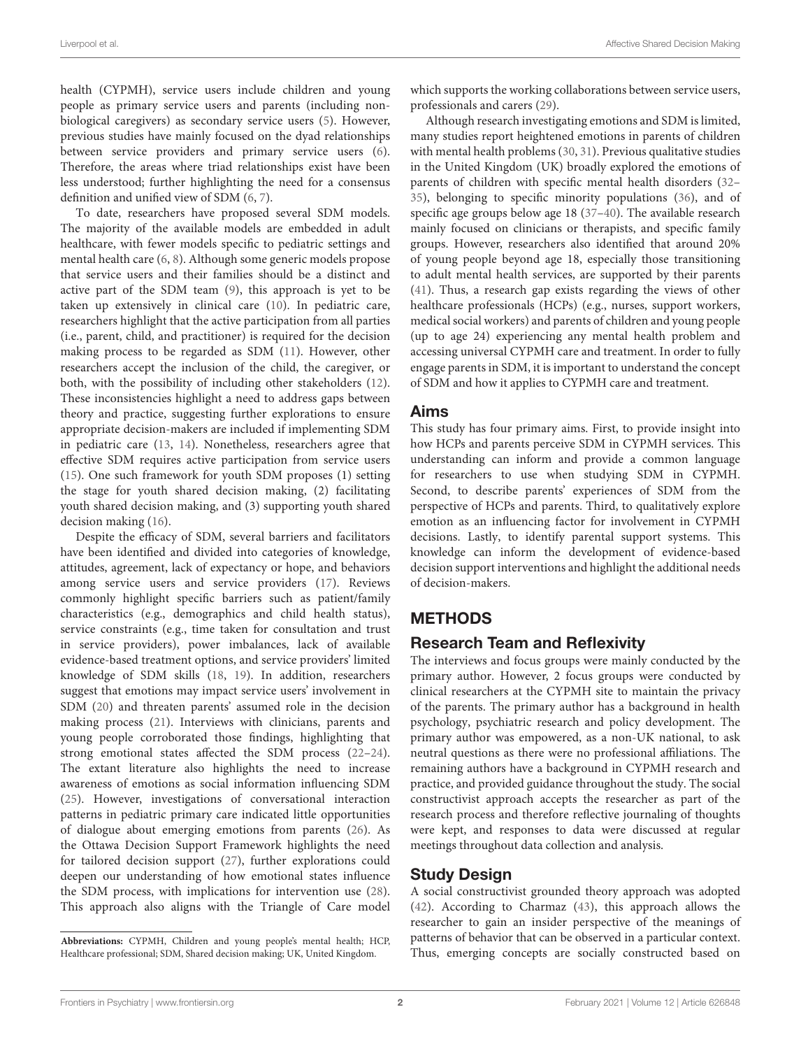health (CYPMH), service users include children and young people as primary service users and parents (including non-biological caregivers) as secondary service users (5). However, previous studies have mainly focused on the dyad relationships between service providers and primary service users (6). Therefore, the areas where triad relationships exist have been less understood; further highlighting the need for a consensus definition and unified view of SDM (6, 7).

To date, researchers have proposed several SDM models. The majority of the available models are embedded in adult healthcare, with fewer models specific to pediatric settings and mental health care (6, 8). Although some generic models propose that service users and their families should be a distinct and active part of the SDM team (9), this approach is yet to be taken up extensively in clinical care (10). In pediatric care, researchers highlight that the active participation from all parties (i.e., parent, child, and practitioner) is required for the decision making process to be regarded as SDM (11). However, other researchers accept the inclusion of the child, the caregiver, or both, with the possibility of including other stakeholders (12). These inconsistencies highlight a need to address gaps between theory and practice, suggesting further explorations to ensure appropriate decision-makers are included if implementing SDM in pediatric care (13, 14). Nonetheless, researchers agree that effective SDM requires active participation from service users (15). One such framework for youth SDM proposes (1) setting the stage for youth shared decision making, (2) facilitating youth shared decision making, and (3) supporting youth shared decision making (16).

Despite the efficacy of SDM, several barriers and facilitators have been identified and divided into categories of knowledge, attitudes, agreement, lack of expectancy or hope, and behaviors among service users and service providers (17). Reviews commonly highlight specific barriers such as patient/family characteristics (e.g., demographics and child health status), service constraints (e.g., time taken for consultation and trust in service providers), power imbalances, lack of available evidence-based treatment options, and service providers' limited knowledge of SDM skills (18, 19). In addition, researchers suggest that emotions may impact service users' involvement in SDM (20) and threaten parents' assumed role in the decision making process (21). Interviews with clinicians, parents and young people corroborated those findings, highlighting that strong emotional states affected the SDM process (22–24). The extant literature also highlights the need to increase awareness of emotions as social information influencing SDM (25). However, investigations of conversational interaction patterns in pediatric primary care indicated little opportunities of dialogue about emerging emotions from parents (26). As the Ottawa Decision Support Framework highlights the need for tailored decision support (27), further explorations could deepen our understanding of how emotional states influence the SDM process, with implications for intervention use (28). This approach also aligns with the Triangle of Care model which supports the working collaborations between service users, professionals and carers (29).

Although research investigating emotions and SDM is limited, many studies report heightened emotions in parents of children with mental health problems (30, 31). Previous qualitative studies in the United Kingdom (UK) broadly explored the emotions of parents of children with specific mental health disorders (32–35), belonging to specific minority populations (36), and of specific age groups below age 18 (37–40). The available research mainly focused on clinicians or therapists, and specific family groups. However, researchers also identified that around 20% of young people beyond age 18, especially those transitioning to adult mental health services, are supported by their parents (41). Thus, a research gap exists regarding the views of other healthcare professionals (HCPs) (e.g., nurses, support workers, medical social workers) and parents of children and young people (up to age 24) experiencing any mental health problem and accessing universal CYPMH care and treatment. In order to fully engage parents in SDM, it is important to understand the concept of SDM and how it applies to CYPMH care and treatment.

## Aims

This study has four primary aims. First, to provide insight into how HCPs and parents perceive SDM in CYPMH services. This understanding can inform and provide a common language for researchers to use when studying SDM in CYPMH. Second, to describe parents' experiences of SDM from the perspective of HCPs and parents. Third, to qualitatively explore emotion as an influencing factor for involvement in CYPMH decisions. Lastly, to identify parental support systems. This knowledge can inform the development of evidence-based decision support interventions and highlight the additional needs of decision-makers.

# METHODS

## Research Team and Reflexivity

The interviews and focus groups were mainly conducted by the primary author. However, 2 focus groups were conducted by clinical researchers at the CYPMH site to maintain the privacy of the parents. The primary author has a background in health psychology, psychiatric research and policy development. The primary author was empowered, as a non-UK national, to ask neutral questions as there were no professional affiliations. The remaining authors have a background in CYPMH research and practice, and provided guidance throughout the study. The social constructivist approach accepts the researcher as part of the research process and therefore reflective journaling of thoughts were kept, and responses to data were discussed at regular meetings throughout data collection and analysis.

## Study Design

A social constructivist grounded theory approach was adopted (42). According to Charmaz (43), this approach allows the researcher to gain an insider perspective of the meanings of patterns of behavior that can be observed in a particular context. Thus, emerging concepts are socially constructed based on

**Abbreviations:** CYPMH, Children and young people's mental health; HCP, Healthcare professional; SDM, Shared decision making; UK, United Kingdom.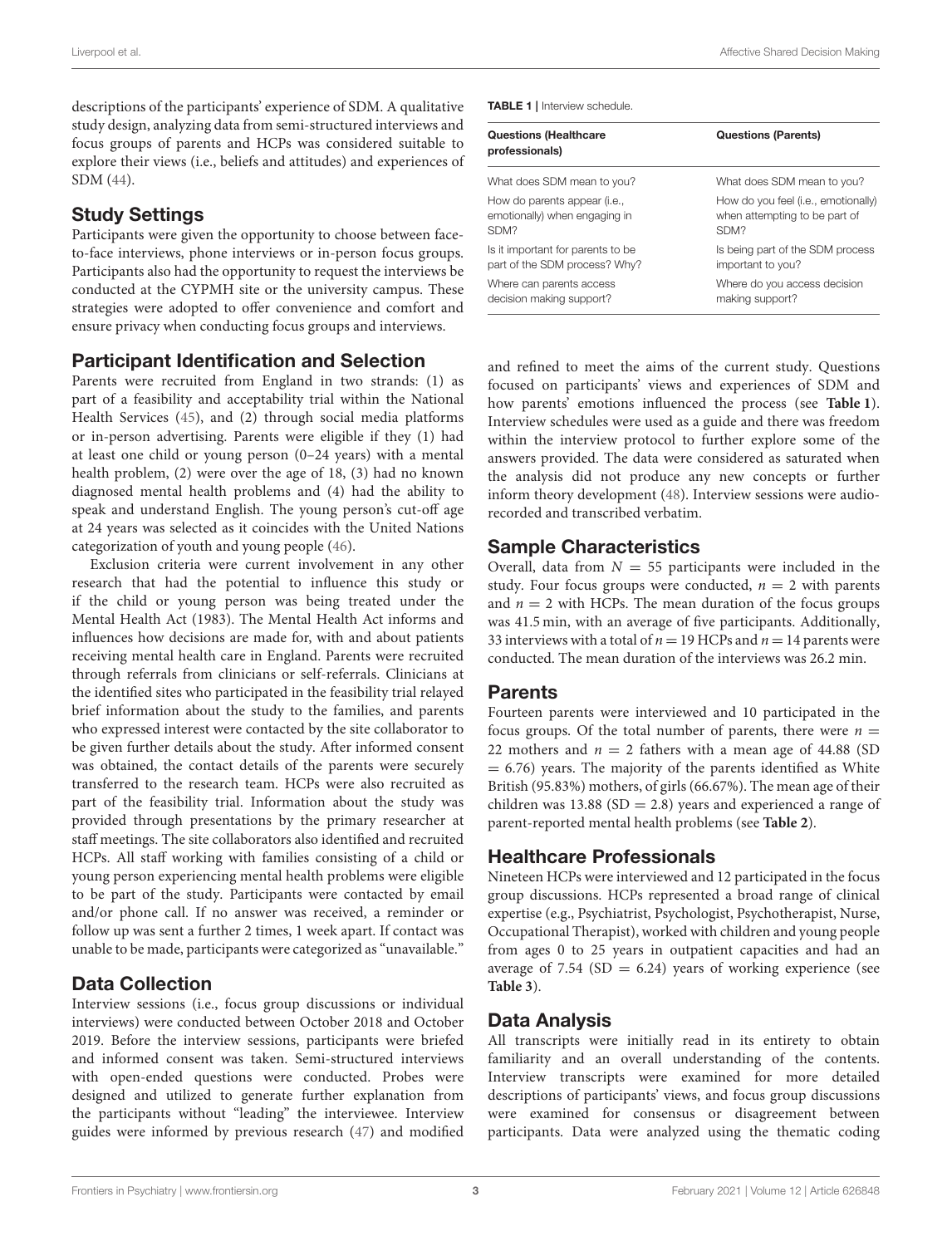descriptions of the participants' experience of SDM. A qualitative study design, analyzing data from semi-structured interviews and focus groups of parents and HCPs was considered suitable to explore their views (i.e., beliefs and attitudes) and experiences of SDM (44).

## Study Settings

Participants were given the opportunity to choose between face-to-face interviews, phone interviews or in-person focus groups. Participants also had the opportunity to request the interviews be conducted at the CYPMH site or the university campus. These strategies were adopted to offer convenience and comfort and ensure privacy when conducting focus groups and interviews.

## Participant Identification and Selection

Parents were recruited from England in two strands: (1) as part of a feasibility and acceptability trial within the National Health Services (45), and (2) through social media platforms or in-person advertising. Parents were eligible if they (1) had at least one child or young person (0–24 years) with a mental health problem, (2) were over the age of 18, (3) had no known diagnosed mental health problems and (4) had the ability to speak and understand English. The young person's cut-off age at 24 years was selected as it coincides with the United Nations categorization of youth and young people (46).

Exclusion criteria were current involvement in any other research that had the potential to influence this study or if the child or young person was being treated under the Mental Health Act (1983). The Mental Health Act informs and influences how decisions are made for, with and about patients receiving mental health care in England. Parents were recruited through referrals from clinicians or self-referrals. Clinicians at the identified sites who participated in the feasibility trial relayed brief information about the study to the families, and parents who expressed interest were contacted by the site collaborator to be given further details about the study. After informed consent was obtained, the contact details of the parents were securely transferred to the research team. HCPs were also recruited as part of the feasibility trial. Information about the study was provided through presentations by the primary researcher at staff meetings. The site collaborators also identified and recruited HCPs. All staff working with families consisting of a child or young person experiencing mental health problems were eligible to be part of the study. Participants were contacted by email and/or phone call. If no answer was received, a reminder or follow up was sent a further 2 times, 1 week apart. If contact was unable to be made, participants were categorized as "unavailable."

## Data Collection

Interview sessions (i.e., focus group discussions or individual interviews) were conducted between October 2018 and October 2019. Before the interview sessions, participants were briefed and informed consent was taken. Semi-structured interviews with open-ended questions were conducted. Probes were designed and utilized to generate further explanation from the participants without "leading" the interviewee. Interview guides were informed by previous research (47) and modified and refined to meet the aims of the current study. Questions focused on participants' views and experiences of SDM and how parents' emotions influenced the process (see **Table 1**). Interview schedules were used as a guide and there was freedom within the interview protocol to further explore some of the answers provided. The data were considered as saturated when the analysis did not produce any new concepts or further inform theory development (48). Interview sessions were audio-recorded and transcribed verbatim.

**TABLE 1** | Interview schedule.

| Questions (Healthcare professionals) | Questions (Parents) |
|---|---|
| What does SDM mean to you? | What does SDM mean to you? |
| How do parents appear (i.e., emotionally) when engaging in SDM? | How do you feel (i.e., emotionally) when attempting to be part of SDM? |
| Is it important for parents to be part of the SDM process? Why? | Is being part of the SDM process important to you? |
| Where can parents access decision making support? | Where do you access decision making support? |

## Sample Characteristics

Overall, data from $N = 55$ participants were included in the study. Four focus groups were conducted, $n = 2$ with parents and $n = 2$ with HCPs. The mean duration of the focus groups was 41.5 min, with an average of five participants. Additionally, 33 interviews with a total of $n = 19$ HCPs and $n = 14$ parents were conducted. The mean duration of the interviews was 26.2 min.

## Parents

Fourteen parents were interviewed and 10 participated in the focus groups. Of the total number of parents, there were $n = 22$ mothers and $n = 2$ fathers with a mean age of 44.88 (SD = 6.76) years. The majority of the parents identified as White British (95.83%) mothers, of girls (66.67%). The mean age of their children was 13.88 (SD = 2.8) years and experienced a range of parent-reported mental health problems (see **Table 2**).

## Healthcare Professionals

Nineteen HCPs were interviewed and 12 participated in the focus group discussions. HCPs represented a broad range of clinical expertise (e.g., Psychiatrist, Psychologist, Psychotherapist, Nurse, Occupational Therapist), worked with children and young people from ages 0 to 25 years in outpatient capacities and had an average of 7.54 (SD = 6.24) years of working experience (see **Table 3**).

## Data Analysis

All transcripts were initially read in its entirety to obtain familiarity and an overall understanding of the contents. Interview transcripts were examined for more detailed descriptions of participants' views, and focus group discussions were examined for consensus or disagreement between participants. Data were analyzed using the thematic coding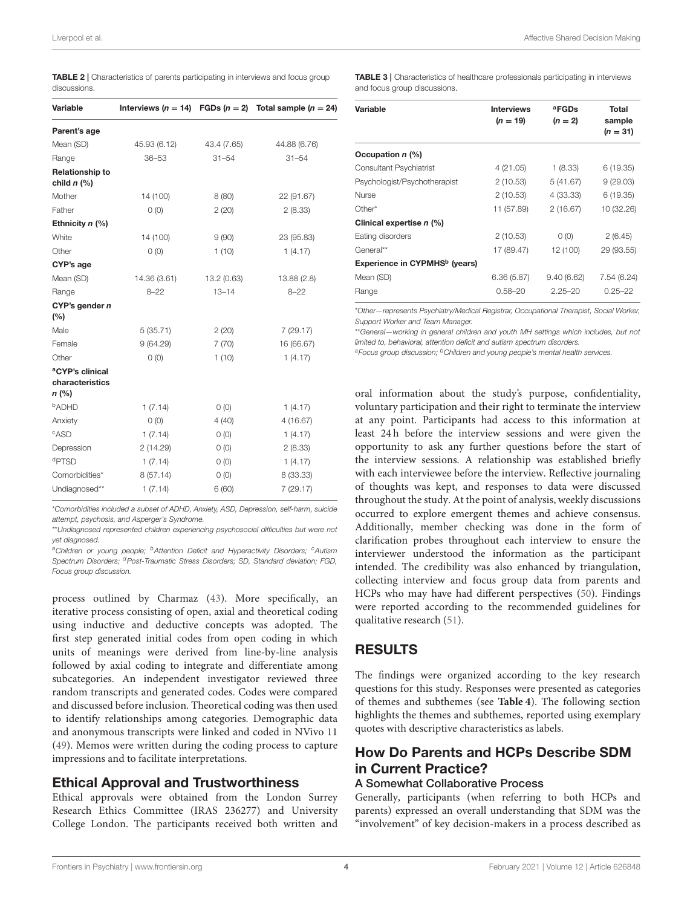**TABLE 2 |** Characteristics of parents participating in interviews and focus group discussions.

| Variable | Interviews ($n = 14$) | FGDs ($n = 2$) | Total sample ($n = 24$) |
|---|---|---|---|
| **Parent's age** | | | |
| Mean (SD) | 45.93 (6.12) | 43.4 (7.65) | 44.88 (6.76) |
| Range | 36–53 | 31–54 | 31–54 |
| **Relationship to child** ***n*** **(%)** | | | |
| Mother | 14 (100) | 8 (80) | 22 (91.67) |
| Father | 0 (0) | 2 (20) | 2 (8.33) |
| **Ethnicity** ***n*** **(%)** | | | |
| White | 14 (100) | 9 (90) | 23 (95.83) |
| Other | 0 (0) | 1 (10) | 1 (4.17) |
| **CYP's age** | | | |
| Mean (SD) | 14.36 (3.61) | 13.2 (0.63) | 13.88 (2.8) |
| Range | 8–22 | 13–14 | 8–22 |
| **CYP's gender** ***n*** **(%)** | | | |
| Male | 5 (35.71) | 2 (20) | 7 (29.17) |
| Female | 9 (64.29) | 7 (70) | 16 (66.67) |
| Other | 0 (0) | 1 (10) | 1 (4.17) |
| **[a]CYP's clinical characteristics** ***n*** **(%)** | | | |
| [b]ADHD | 1 (7.14) | 0 (0) | 1 (4.17) |
| Anxiety | 0 (0) | 4 (40) | 4 (16.67) |
| [c]ASD | 1 (7.14) | 0 (0) | 1 (4.17) |
| Depression | 2 (14.29) | 0 (0) | 2 (8.33) |
| [d]PTSD | 1 (7.14) | 0 (0) | 1 (4.17) |
| Comorbidities* | 8 (57.14) | 0 (0) | 8 (33.33) |
| Undiagnosed** | 1 (7.14) | 6 (60) | 7 (29.17) |

*Comorbidities included a subset of ADHD, Anxiety, ASD, Depression, self-harm, suicide attempt, psychosis, and Asperger's Syndrome.
**Undiagnosed represented children experiencing psychosocial difficulties but were not yet diagnosed.
[a]Children or young people; [b]Attention Deficit and Hyperactivity Disorders; [c]Autism Spectrum Disorders; [d]Post-Traumatic Stress Disorders; SD, Standard deviation; FGD, Focus group discussion.

**TABLE 3 |** Characteristics of healthcare professionals participating in interviews and focus group discussions.

| Variable | Interviews ($n = 19$) | [a]FGDs ($n = 2$) | Total sample ($n = 31$) |
|---|---|---|---|
| **Occupation** ***n*** **(%)** | | | |
| Consultant Psychiatrist | 4 (21.05) | 1 (8.33) | 6 (19.35) |
| Psychologist/Psychotherapist | 2 (10.53) | 5 (41.67) | 9 (29.03) |
| Nurse | 2 (10.53) | 4 (33.33) | 6 (19.35) |
| Other* | 11 (57.89) | 2 (16.67) | 10 (32.26) |
| **Clinical expertise** ***n*** **(%)** | | | |
| Eating disorders | 2 (10.53) | 0 (0) | 2 (6.45) |
| General** | 17 (89.47) | 12 (100) | 29 (93.55) |
| **Experience in CYPMHS[b] (years)** | | | |
| Mean (SD) | 6.36 (5.87) | 9.40 (6.62) | 7.54 (6.24) |
| Range | 0.58–20 | 2.25–20 | 0.25–22 |

*Other—represents Psychiatry/Medical Registrar, Occupational Therapist, Social Worker, Support Worker and Team Manager.
**General—working in general children and youth MH settings which includes, but not limited to, behavioral, attention deficit and autism spectrum disorders.
[a]Focus group discussion; [b]Children and young people's mental health services.

process outlined by Charmaz (43). More specifically, an iterative process consisting of open, axial and theoretical coding using inductive and deductive concepts was adopted. The first step generated initial codes from open coding in which units of meanings were derived from line-by-line analysis followed by axial coding to integrate and differentiate among subcategories. An independent investigator reviewed three random transcripts and generated codes. Codes were compared and discussed before inclusion. Theoretical coding was then used to identify relationships among categories. Demographic data and anonymous transcripts were linked and coded in NVivo 11 (49). Memos were written during the coding process to capture impressions and to facilitate interpretations.

## Ethical Approval and Trustworthiness

Ethical approvals were obtained from the London Surrey Research Ethics Committee (IRAS 236277) and University College London. The participants received both written and oral information about the study's purpose, confidentiality, voluntary participation and their right to terminate the interview at any point. Participants had access to this information at least 24 h before the interview sessions and were given the opportunity to ask any further questions before the start of the interview sessions. A relationship was established briefly with each interviewee before the interview. Reflective journaling of thoughts was kept, and responses to data were discussed throughout the study. At the point of analysis, weekly discussions occurred to explore emergent themes and achieve consensus. Additionally, member checking was done in the form of clarification probes throughout each interview to ensure the interviewer understood the information as the participant intended. The credibility was also enhanced by triangulation, collecting interview and focus group data from parents and HCPs who may have had different perspectives (50). Findings were reported according to the recommended guidelines for qualitative research (51).

# RESULTS

The findings were organized according to the key research questions for this study. Responses were presented as categories of themes and subthemes (see **Table 4**). The following section highlights the themes and subthemes, reported using exemplary quotes with descriptive characteristics as labels.

## How Do Parents and HCPs Describe SDM in Current Practice?

### A Somewhat Collaborative Process

Generally, participants (when referring to both HCPs and parents) expressed an overall understanding that SDM was the "involvement" of key decision-makers in a process described as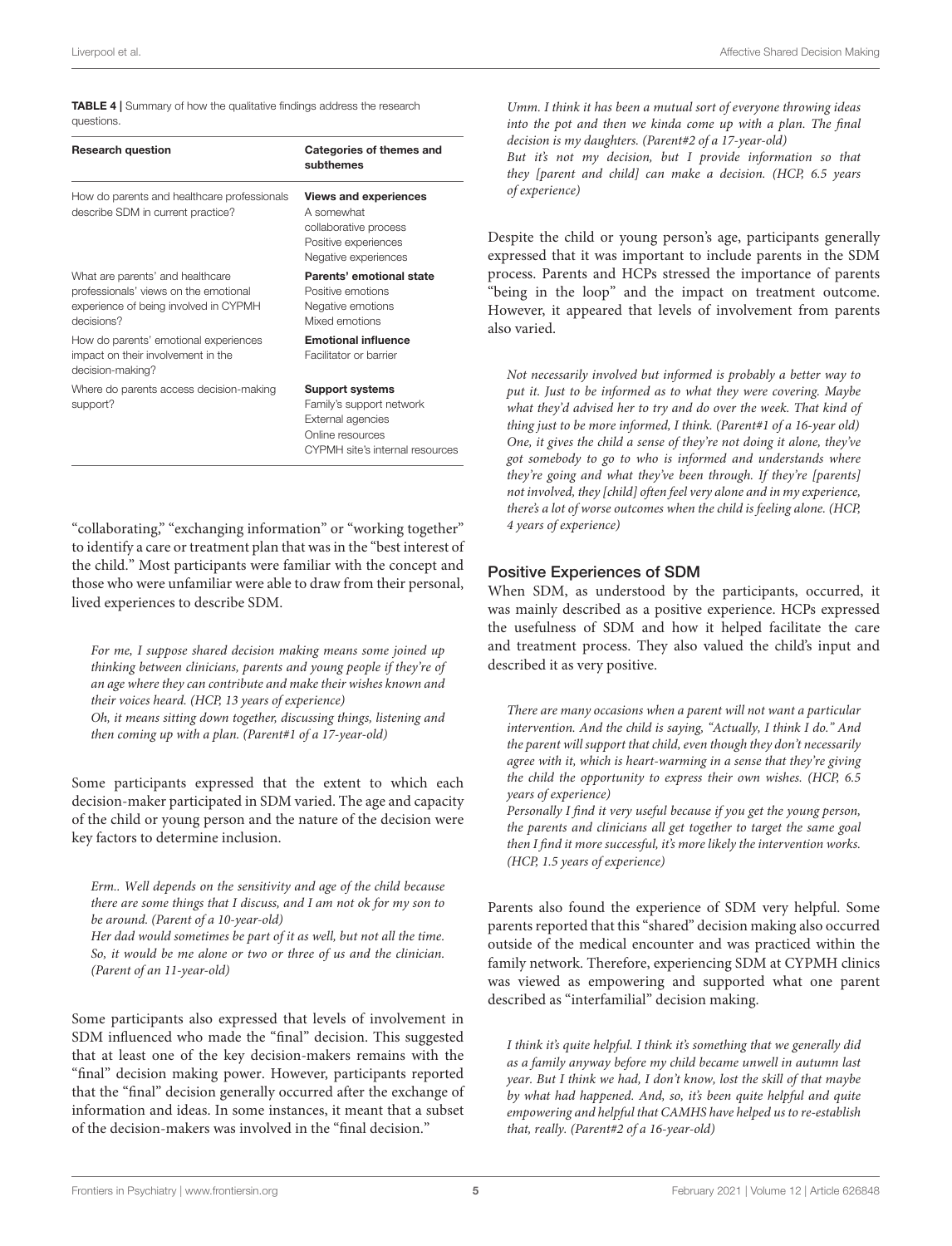**TABLE 4 |** Summary of how the qualitative findings address the research questions.

| Research question | Categories of themes and subthemes |
|---|---|
| How do parents and healthcare professionals describe SDM in current practice? | **Views and experiences**<br>A somewhat collaborative process<br>Positive experiences<br>Negative experiences |
| What are parents' and healthcare professionals' views on the emotional experience of being involved in CYPMH decisions? | **Parents' emotional state**<br>Positive emotions<br>Negative emotions<br>Mixed emotions |
| How do parents' emotional experiences impact on their involvement in the decision-making? | **Emotional influence**<br>Facilitator or barrier |
| Where do parents access decision-making support? | **Support systems**<br>Family's support network<br>External agencies<br>Online resources<br>CYPMH site's internal resources |

"collaborating," "exchanging information" or "working together" to identify a care or treatment plan that was in the "best interest of the child." Most participants were familiar with the concept and those who were unfamiliar were able to draw from their personal, lived experiences to describe SDM.

> *For me, I suppose shared decision making means some joined up thinking between clinicians, parents and young people if they're of an age where they can contribute and make their wishes known and their voices heard. (HCP, 13 years of experience)*
> *Oh, it means sitting down together, discussing things, listening and then coming up with a plan. (Parent#1 of a 17-year-old)*

Some participants expressed that the extent to which each decision-maker participated in SDM varied. The age and capacity of the child or young person and the nature of the decision were key factors to determine inclusion.

> *Erm.. Well depends on the sensitivity and age of the child because there are some things that I discuss, and I am not ok for my son to be around. (Parent of a 10-year-old)*
> *Her dad would sometimes be part of it as well, but not all the time. So, it would be me alone or two or three of us and the clinician. (Parent of an 11-year-old)*

Some participants also expressed that levels of involvement in SDM influenced who made the "final" decision. This suggested that at least one of the key decision-makers remains with the "final" decision making power. However, participants reported that the "final" decision generally occurred after the exchange of information and ideas. In some instances, it meant that a subset of the decision-makers was involved in the "final decision."

> *Umm. I think it has been a mutual sort of everyone throwing ideas into the pot and then we kinda come up with a plan. The final decision is my daughters. (Parent#2 of a 17-year-old)*
> *But it's not my decision, but I provide information so that they [parent and child] can make a decision. (HCP, 6.5 years of experience)*

Despite the child or young person's age, participants generally expressed that it was important to include parents in the SDM process. Parents and HCPs stressed the importance of parents "being in the loop" and the impact on treatment outcome. However, it appeared that levels of involvement from parents also varied.

> *Not necessarily involved but informed is probably a better way to put it. Just to be informed as to what they were covering. Maybe what they'd advised her to try and do over the week. That kind of thing just to be more informed, I think. (Parent#1 of a 16-year old)*
> *One, it gives the child a sense of they're not doing it alone, they've got somebody to go to who is informed and understands where they're going and what they've been through. If they're [parents] not involved, they [child] often feel very alone and in my experience, there's a lot of worse outcomes when the child is feeling alone. (HCP, 4 years of experience)*

### Positive Experiences of SDM

When SDM, as understood by the participants, occurred, it was mainly described as a positive experience. HCPs expressed the usefulness of SDM and how it helped facilitate the care and treatment process. They also valued the child's input and described it as very positive.

> *There are many occasions when a parent will not want a particular intervention. And the child is saying, "Actually, I think I do." And the parent will support that child, even though they don't necessarily agree with it, which is heart-warming in a sense that they're giving the child the opportunity to express their own wishes. (HCP, 6.5 years of experience)*
> *Personally I find it very useful because if you get the young person, the parents and clinicians all get together to target the same goal then I find it more successful, it's more likely the intervention works. (HCP, 1.5 years of experience)*

Parents also found the experience of SDM very helpful. Some parents reported that this "shared" decision making also occurred outside of the medical encounter and was practiced within the family network. Therefore, experiencing SDM at CYPMH clinics was viewed as empowering and supported what one parent described as "interfamilial" decision making.

> *I think it's quite helpful. I think it's something that we generally did as a family anyway before my child became unwell in autumn last year. But I think we had, I don't know, lost the skill of that maybe by what had happened. And, so, it's been quite helpful and quite empowering and helpful that CAMHS have helped us to re-establish that, really. (Parent#2 of a 16-year-old)*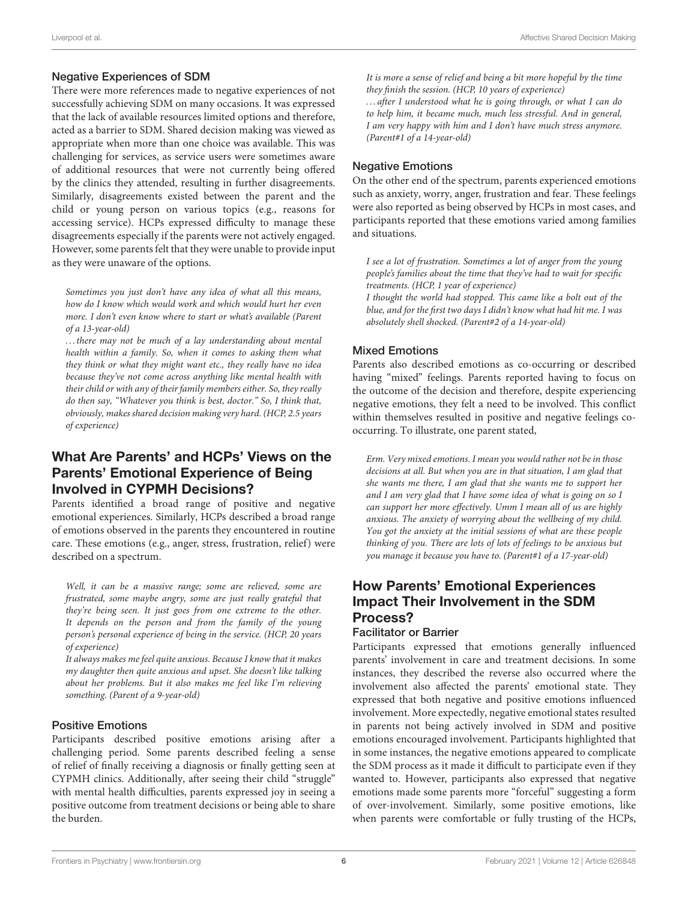### Negative Experiences of SDM

There were more references made to negative experiences of not successfully achieving SDM on many occasions. It was expressed that the lack of available resources limited options and therefore, acted as a barrier to SDM. Shared decision making was viewed as appropriate when more than one choice was available. This was challenging for services, as service users were sometimes aware of additional resources that were not currently being offered by the clinics they attended, resulting in further disagreements. Similarly, disagreements existed between the parent and the child or young person on various topics (e.g., reasons for accessing service). HCPs expressed difficulty to manage these disagreements especially if the parents were not actively engaged. However, some parents felt that they were unable to provide input as they were unaware of the options.

> *Sometimes you just don't have any idea of what all this means, how do I know which would work and which would hurt her even more. I don't even know where to start or what's available (Parent of a 13-year-old)*
>
> *…there may not be much of a lay understanding about mental health within a family. So, when it comes to asking them what they think or what they might want etc., they really have no idea because they've not come across anything like mental health with their child or with any of their family members either. So, they really do then say, "Whatever you think is best, doctor." So, I think that, obviously, makes shared decision making very hard. (HCP, 2.5 years of experience)*

## What Are Parents' and HCPs' Views on the Parents' Emotional Experience of Being Involved in CYPMH Decisions?

Parents identified a broad range of positive and negative emotional experiences. Similarly, HCPs described a broad range of emotions observed in the parents they encountered in routine care. These emotions (e.g., anger, stress, frustration, relief) were described on a spectrum.

> *Well, it can be a massive range; some are relieved, some are frustrated, some maybe angry, some are just really grateful that they're being seen. It just goes from one extreme to the other. It depends on the person and from the family of the young person's personal experience of being in the service. (HCP, 20 years of experience)*
>
> *It always makes me feel quite anxious. Because I know that it makes my daughter then quite anxious and upset. She doesn't like talking about her problems. But it also makes me feel like I'm relieving something. (Parent of a 9-year-old)*

### Positive Emotions

Participants described positive emotions arising after a challenging period. Some parents described feeling a sense of relief of finally receiving a diagnosis or finally getting seen at CYPMH clinics. Additionally, after seeing their child "struggle" with mental health difficulties, parents expressed joy in seeing a positive outcome from treatment decisions or being able to share the burden.

> *It is more a sense of relief and being a bit more hopeful by the time they finish the session. (HCP, 10 years of experience)*
>
> *…after I understood what he is going through, or what I can do to help him, it became much, much less stressful. And in general, I am very happy with him and I don't have much stress anymore. (Parent#1 of a 14-year-old)*

### Negative Emotions

On the other end of the spectrum, parents experienced emotions such as anxiety, worry, anger, frustration and fear. These feelings were also reported as being observed by HCPs in most cases, and participants reported that these emotions varied among families and situations.

> *I see a lot of frustration. Sometimes a lot of anger from the young people's families about the time that they've had to wait for specific treatments. (HCP, 1 year of experience)*
>
> *I thought the world had stopped. This came like a bolt out of the blue, and for the first two days I didn't know what had hit me. I was absolutely shell shocked. (Parent#2 of a 14-year-old)*

### Mixed Emotions

Parents also described emotions as co-occurring or described having "mixed" feelings. Parents reported having to focus on the outcome of the decision and therefore, despite experiencing negative emotions, they felt a need to be involved. This conflict within themselves resulted in positive and negative feelings co-occurring. To illustrate, one parent stated,

> *Erm. Very mixed emotions. I mean you would rather not be in those decisions at all. But when you are in that situation, I am glad that she wants me there, I am glad that she wants me to support her and I am very glad that I have some idea of what is going on so I can support her more effectively. Umm I mean all of us are highly anxious. The anxiety of worrying about the wellbeing of my child. You got the anxiety at the initial sessions of what are these people thinking of you. There are lots of lots of feelings to be anxious but you manage it because you have to. (Parent#1 of a 17-year-old)*

## How Parents' Emotional Experiences Impact Their Involvement in the SDM Process?

### Facilitator or Barrier

Participants expressed that emotions generally influenced parents' involvement in care and treatment decisions. In some instances, they described the reverse also occurred where the involvement also affected the parents' emotional state. They expressed that both negative and positive emotions influenced involvement. More expectedly, negative emotional states resulted in parents not being actively involved in SDM and positive emotions encouraged involvement. Participants highlighted that in some instances, the negative emotions appeared to complicate the SDM process as it made it difficult to participate even if they wanted to. However, participants also expressed that negative emotions made some parents more "forceful" suggesting a form of over-involvement. Similarly, some positive emotions, like when parents were comfortable or fully trusting of the HCPs,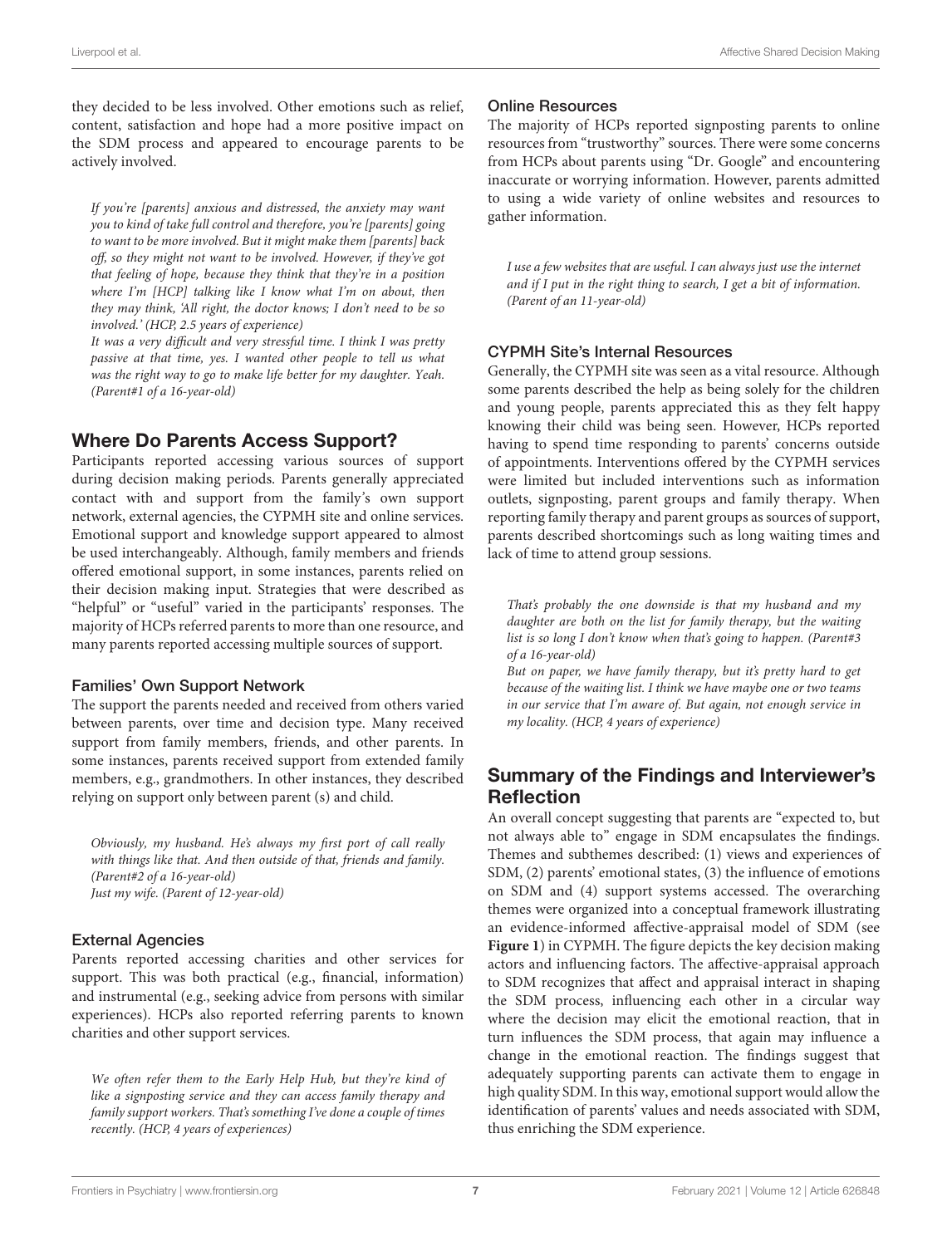they decided to be less involved. Other emotions such as relief, content, satisfaction and hope had a more positive impact on the SDM process and appeared to encourage parents to be actively involved.

> *If you're [parents] anxious and distressed, the anxiety may want you to kind of take full control and therefore, you're [parents] going to want to be more involved. But it might make them [parents] back off, so they might not want to be involved. However, if they've got that feeling of hope, because they think that they're in a position where I'm [HCP] talking like I know what I'm on about, then they may think, 'All right, the doctor knows; I don't need to be so involved.' (HCP, 2.5 years of experience)*
>
> *It was a very difficult and very stressful time. I think I was pretty passive at that time, yes. I wanted other people to tell us what was the right way to go to make life better for my daughter. Yeah. (Parent#1 of a 16-year-old)*

## Where Do Parents Access Support?

Participants reported accessing various sources of support during decision making periods. Parents generally appreciated contact with and support from the family's own support network, external agencies, the CYPMH site and online services. Emotional support and knowledge support appeared to almost be used interchangeably. Although, family members and friends offered emotional support, in some instances, parents relied on their decision making input. Strategies that were described as "helpful" or "useful" varied in the participants' responses. The majority of HCPs referred parents to more than one resource, and many parents reported accessing multiple sources of support.

### Families' Own Support Network

The support the parents needed and received from others varied between parents, over time and decision type. Many received support from family members, friends, and other parents. In some instances, parents received support from extended family members, e.g., grandmothers. In other instances, they described relying on support only between parent (s) and child.

> *Obviously, my husband. He's always my first port of call really with things like that. And then outside of that, friends and family. (Parent#2 of a 16-year-old)*
>
> *Just my wife. (Parent of 12-year-old)*

### External Agencies

Parents reported accessing charities and other services for support. This was both practical (e.g., financial, information) and instrumental (e.g., seeking advice from persons with similar experiences). HCPs also reported referring parents to known charities and other support services.

> *We often refer them to the Early Help Hub, but they're kind of like a signposting service and they can access family therapy and family support workers. That's something I've done a couple of times recently. (HCP, 4 years of experiences)*

### Online Resources

The majority of HCPs reported signposting parents to online resources from "trustworthy" sources. There were some concerns from HCPs about parents using "Dr. Google" and encountering inaccurate or worrying information. However, parents admitted to using a wide variety of online websites and resources to gather information.

> *I use a few websites that are useful. I can always just use the internet and if I put in the right thing to search, I get a bit of information. (Parent of an 11-year-old)*

### CYPMH Site's Internal Resources

Generally, the CYPMH site was seen as a vital resource. Although some parents described the help as being solely for the children and young people, parents appreciated this as they felt happy knowing their child was being seen. However, HCPs reported having to spend time responding to parents' concerns outside of appointments. Interventions offered by the CYPMH services were limited but included interventions such as information outlets, signposting, parent groups and family therapy. When reporting family therapy and parent groups as sources of support, parents described shortcomings such as long waiting times and lack of time to attend group sessions.

> *That's probably the one downside is that my husband and my daughter are both on the list for family therapy, but the waiting list is so long I don't know when that's going to happen. (Parent#3 of a 16-year-old)*
>
> *But on paper, we have family therapy, but it's pretty hard to get because of the waiting list. I think we have maybe one or two teams in our service that I'm aware of. But again, not enough service in my locality. (HCP, 4 years of experience)*

## Summary of the Findings and Interviewer's Reflection

An overall concept suggesting that parents are "expected to, but not always able to" engage in SDM encapsulates the findings. Themes and subthemes described: (1) views and experiences of SDM, (2) parents' emotional states, (3) the influence of emotions on SDM and (4) support systems accessed. The overarching themes were organized into a conceptual framework illustrating an evidence-informed affective-appraisal model of SDM (see **Figure 1**) in CYPMH. The figure depicts the key decision making actors and influencing factors. The affective-appraisal approach to SDM recognizes that affect and appraisal interact in shaping the SDM process, influencing each other in a circular way where the decision may elicit the emotional reaction, that in turn influences the SDM process, that again may influence a change in the emotional reaction. The findings suggest that adequately supporting parents can activate them to engage in high quality SDM. In this way, emotional support would allow the identification of parents' values and needs associated with SDM, thus enriching the SDM experience.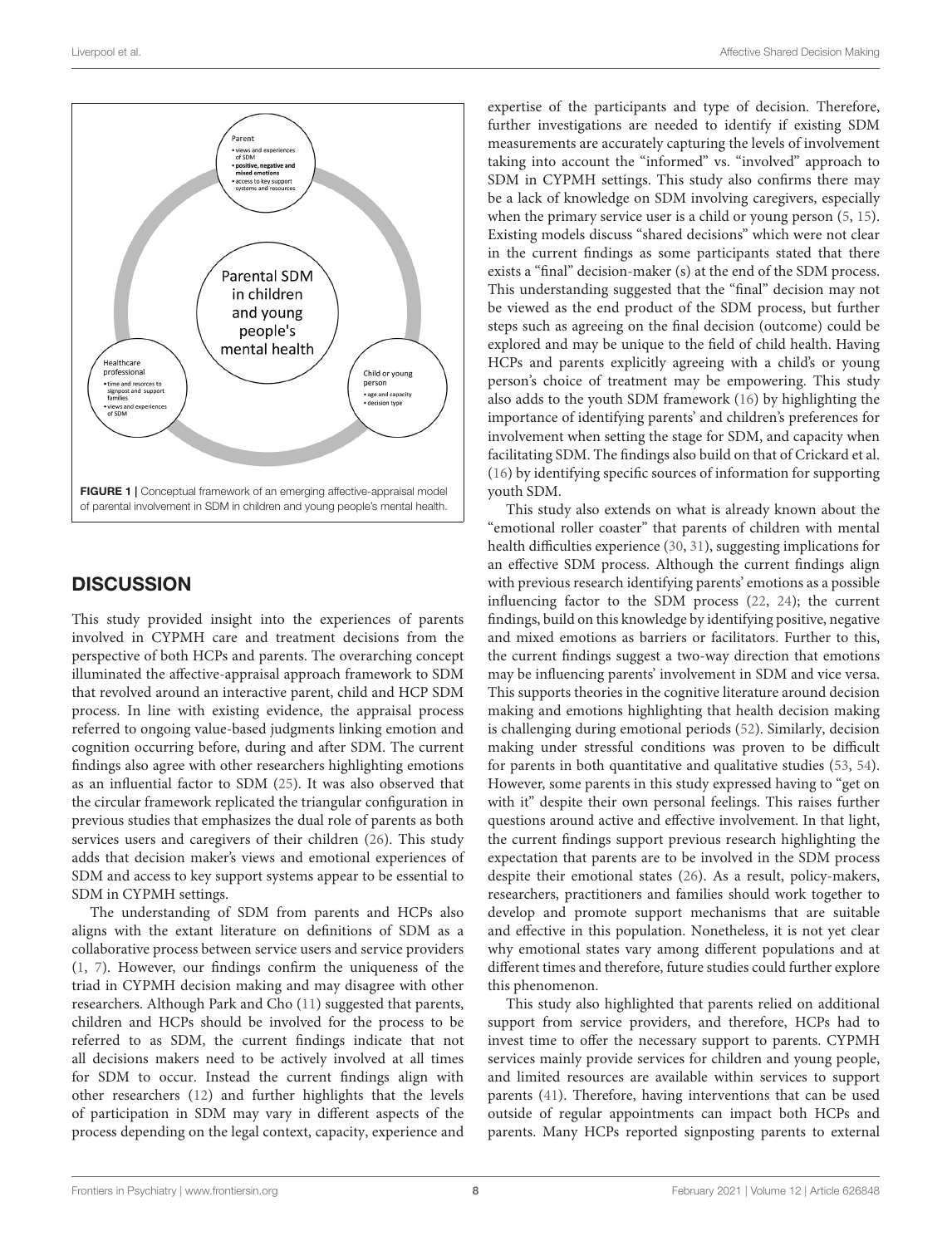Parent
- views and experiences of SDM
- **positive, negative and mixed emotions**
- access to key support systems and resources

Parental SDM in children and young people's mental health

Healthcare professional
- time and resorces to signpost and support families
- views and experiences of SDM

Child or young person
- age and capacity
- decision type

**FIGURE 1** | Conceptual framework of an emerging affective-appraisal model of parental involvement in SDM in children and young people's mental health.

## DISCUSSION

This study provided insight into the experiences of parents involved in CYPMH care and treatment decisions from the perspective of both HCPs and parents. The overarching concept illuminated the affective-appraisal approach framework to SDM that revolved around an interactive parent, child and HCP SDM process. In line with existing evidence, the appraisal process referred to ongoing value-based judgments linking emotion and cognition occurring before, during and after SDM. The current findings also agree with other researchers highlighting emotions as an influential factor to SDM (25). It was also observed that the circular framework replicated the triangular configuration in previous studies that emphasizes the dual role of parents as both services users and caregivers of their children (26). This study adds that decision maker's views and emotional experiences of SDM and access to key support systems appear to be essential to SDM in CYPMH settings.

The understanding of SDM from parents and HCPs also aligns with the extant literature on definitions of SDM as a collaborative process between service users and service providers (1, 7). However, our findings confirm the uniqueness of the triad in CYPMH decision making and may disagree with other researchers. Although Park and Cho (11) suggested that parents, children and HCPs should be involved for the process to be referred to as SDM, the current findings indicate that not all decisions makers need to be actively involved at all times for SDM to occur. Instead the current findings align with other researchers (12) and further highlights that the levels of participation in SDM may vary in different aspects of the process depending on the legal context, capacity, experience and expertise of the participants and type of decision. Therefore, further investigations are needed to identify if existing SDM measurements are accurately capturing the levels of involvement taking into account the "informed" vs. "involved" approach to SDM in CYPMH settings. This study also confirms there may be a lack of knowledge on SDM involving caregivers, especially when the primary service user is a child or young person (5, 15). Existing models discuss "shared decisions" which were not clear in the current findings as some participants stated that there exists a "final" decision-maker (s) at the end of the SDM process. This understanding suggested that the "final" decision may not be viewed as the end product of the SDM process, but further steps such as agreeing on the final decision (outcome) could be explored and may be unique to the field of child health. Having HCPs and parents explicitly agreeing with a child's or young person's choice of treatment may be empowering. This study also adds to the youth SDM framework (16) by highlighting the importance of identifying parents' and children's preferences for involvement when setting the stage for SDM, and capacity when facilitating SDM. The findings also build on that of Crickard et al. (16) by identifying specific sources of information for supporting youth SDM.

This study also extends on what is already known about the "emotional roller coaster" that parents of children with mental health difficulties experience (30, 31), suggesting implications for an effective SDM process. Although the current findings align with previous research identifying parents' emotions as a possible influencing factor to the SDM process (22, 24); the current findings, build on this knowledge by identifying positive, negative and mixed emotions as barriers or facilitators. Further to this, the current findings suggest a two-way direction that emotions may be influencing parents' involvement in SDM and vice versa. This supports theories in the cognitive literature around decision making and emotions highlighting that health decision making is challenging during emotional periods (52). Similarly, decision making under stressful conditions was proven to be difficult for parents in both quantitative and qualitative studies (53, 54). However, some parents in this study expressed having to "get on with it" despite their own personal feelings. This raises further questions around active and effective involvement. In that light, the current findings support previous research highlighting the expectation that parents are to be involved in the SDM process despite their emotional states (26). As a result, policy-makers, researchers, practitioners and families should work together to develop and promote support mechanisms that are suitable and effective in this population. Nonetheless, it is not yet clear why emotional states vary among different populations and at different times and therefore, future studies could further explore this phenomenon.

This study also highlighted that parents relied on additional support from service providers, and therefore, HCPs had to invest time to offer the necessary support to parents. CYPMH services mainly provide services for children and young people, and limited resources are available within services to support parents (41). Therefore, having interventions that can be used outside of regular appointments can impact both HCPs and parents. Many HCPs reported signposting parents to external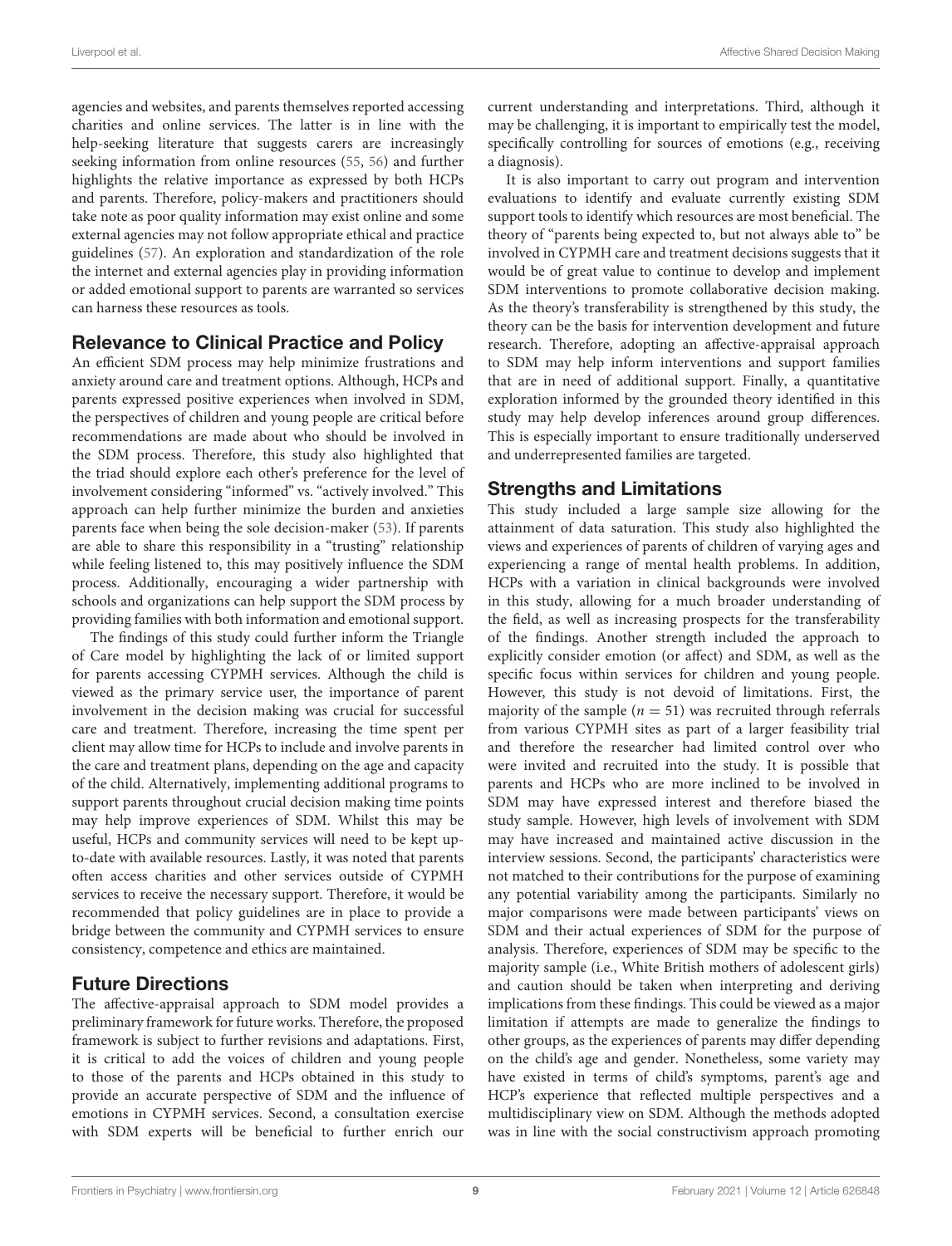agencies and websites, and parents themselves reported accessing charities and online services. The latter is in line with the help-seeking literature that suggests carers are increasingly seeking information from online resources (55, 56) and further highlights the relative importance as expressed by both HCPs and parents. Therefore, policy-makers and practitioners should take note as poor quality information may exist online and some external agencies may not follow appropriate ethical and practice guidelines (57). An exploration and standardization of the role the internet and external agencies play in providing information or added emotional support to parents are warranted so services can harness these resources as tools.

## Relevance to Clinical Practice and Policy

An efficient SDM process may help minimize frustrations and anxiety around care and treatment options. Although, HCPs and parents expressed positive experiences when involved in SDM, the perspectives of children and young people are critical before recommendations are made about who should be involved in the SDM process. Therefore, this study also highlighted that the triad should explore each other's preference for the level of involvement considering "informed" vs. "actively involved." This approach can help further minimize the burden and anxieties parents face when being the sole decision-maker (53). If parents are able to share this responsibility in a "trusting" relationship while feeling listened to, this may positively influence the SDM process. Additionally, encouraging a wider partnership with schools and organizations can help support the SDM process by providing families with both information and emotional support.

The findings of this study could further inform the Triangle of Care model by highlighting the lack of or limited support for parents accessing CYPMH services. Although the child is viewed as the primary service user, the importance of parent involvement in the decision making was crucial for successful care and treatment. Therefore, increasing the time spent per client may allow time for HCPs to include and involve parents in the care and treatment plans, depending on the age and capacity of the child. Alternatively, implementing additional programs to support parents throughout crucial decision making time points may help improve experiences of SDM. Whilst this may be useful, HCPs and community services will need to be kept up-to-date with available resources. Lastly, it was noted that parents often access charities and other services outside of CYPMH services to receive the necessary support. Therefore, it would be recommended that policy guidelines are in place to provide a bridge between the community and CYPMH services to ensure consistency, competence and ethics are maintained.

## Future Directions

The affective-appraisal approach to SDM model provides a preliminary framework for future works. Therefore, the proposed framework is subject to further revisions and adaptations. First, it is critical to add the voices of children and young people to those of the parents and HCPs obtained in this study to provide an accurate perspective of SDM and the influence of emotions in CYPMH services. Second, a consultation exercise with SDM experts will be beneficial to further enrich our current understanding and interpretations. Third, although it may be challenging, it is important to empirically test the model, specifically controlling for sources of emotions (e.g., receiving a diagnosis).

It is also important to carry out program and intervention evaluations to identify and evaluate currently existing SDM support tools to identify which resources are most beneficial. The theory of "parents being expected to, but not always able to" be involved in CYPMH care and treatment decisions suggests that it would be of great value to continue to develop and implement SDM interventions to promote collaborative decision making. As the theory's transferability is strengthened by this study, the theory can be the basis for intervention development and future research. Therefore, adopting an affective-appraisal approach to SDM may help inform interventions and support families that are in need of additional support. Finally, a quantitative exploration informed by the grounded theory identified in this study may help develop inferences around group differences. This is especially important to ensure traditionally underserved and underrepresented families are targeted.

## Strengths and Limitations

This study included a large sample size allowing for the attainment of data saturation. This study also highlighted the views and experiences of parents of children of varying ages and experiencing a range of mental health problems. In addition, HCPs with a variation in clinical backgrounds were involved in this study, allowing for a much broader understanding of the field, as well as increasing prospects for the transferability of the findings. Another strength included the approach to explicitly consider emotion (or affect) and SDM, as well as the specific focus within services for children and young people. However, this study is not devoid of limitations. First, the majority of the sample ($n = 51$) was recruited through referrals from various CYPMH sites as part of a larger feasibility trial and therefore the researcher had limited control over who were invited and recruited into the study. It is possible that parents and HCPs who are more inclined to be involved in SDM may have expressed interest and therefore biased the study sample. However, high levels of involvement with SDM may have increased and maintained active discussion in the interview sessions. Second, the participants' characteristics were not matched to their contributions for the purpose of examining any potential variability among the participants. Similarly no major comparisons were made between participants' views on SDM and their actual experiences of SDM for the purpose of analysis. Therefore, experiences of SDM may be specific to the majority sample (i.e., White British mothers of adolescent girls) and caution should be taken when interpreting and deriving implications from these findings. This could be viewed as a major limitation if attempts are made to generalize the findings to other groups, as the experiences of parents may differ depending on the child's age and gender. Nonetheless, some variety may have existed in terms of child's symptoms, parent's age and HCP's experience that reflected multiple perspectives and a multidisciplinary view on SDM. Although the methods adopted was in line with the social constructivism approach promoting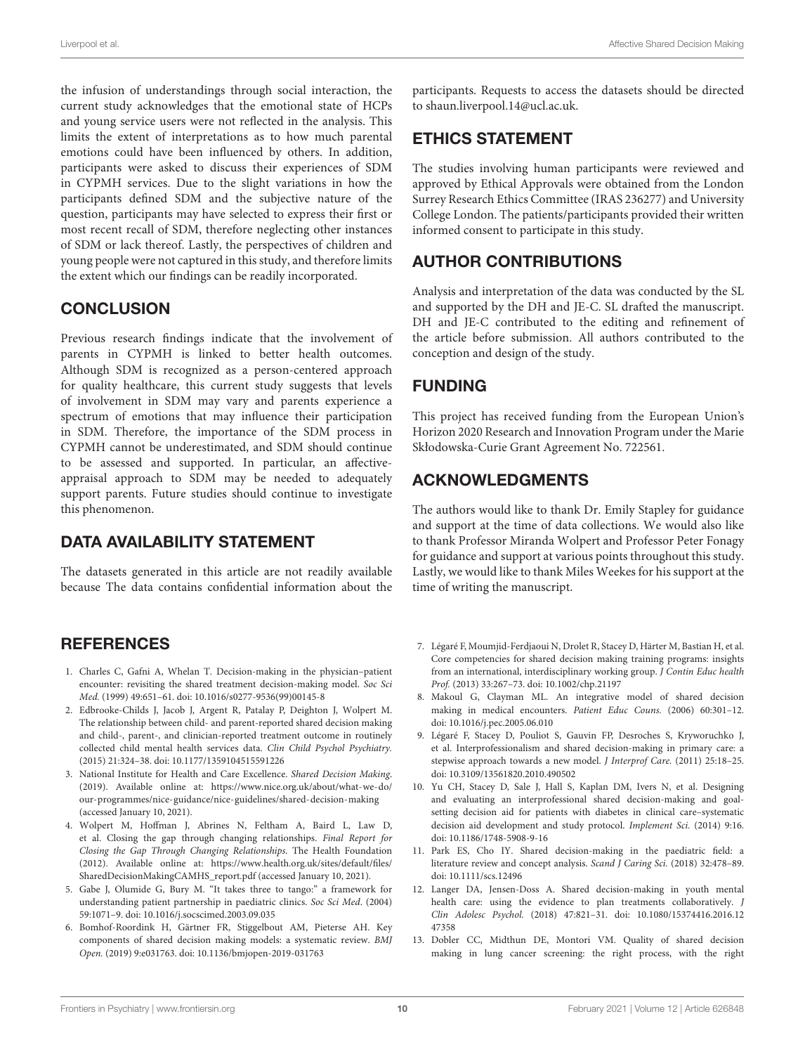the infusion of understandings through social interaction, the current study acknowledges that the emotional state of HCPs and young service users were not reflected in the analysis. This limits the extent of interpretations as to how much parental emotions could have been influenced by others. In addition, participants were asked to discuss their experiences of SDM in CYPMH services. Due to the slight variations in how the participants defined SDM and the subjective nature of the question, participants may have selected to express their first or most recent recall of SDM, therefore neglecting other instances of SDM or lack thereof. Lastly, the perspectives of children and young people were not captured in this study, and therefore limits the extent which our findings can be readily incorporated.

## CONCLUSION

Previous research findings indicate that the involvement of parents in CYPMH is linked to better health outcomes. Although SDM is recognized as a person-centered approach for quality healthcare, this current study suggests that levels of involvement in SDM may vary and parents experience a spectrum of emotions that may influence their participation in SDM. Therefore, the importance of the SDM process in CYPMH cannot be underestimated, and SDM should continue to be assessed and supported. In particular, an affective-appraisal approach to SDM may be needed to adequately support parents. Future studies should continue to investigate this phenomenon.

## DATA AVAILABILITY STATEMENT

The datasets generated in this article are not readily available because The data contains confidential information about the participants. Requests to access the datasets should be directed to shaun.liverpool.14@ucl.ac.uk.

## ETHICS STATEMENT

The studies involving human participants were reviewed and approved by Ethical Approvals were obtained from the London Surrey Research Ethics Committee (IRAS 236277) and University College London. The patients/participants provided their written informed consent to participate in this study.

## AUTHOR CONTRIBUTIONS

Analysis and interpretation of the data was conducted by the SL and supported by the DH and JE-C. SL drafted the manuscript. DH and JE-C contributed to the editing and refinement of the article before submission. All authors contributed to the conception and design of the study.

## FUNDING

This project has received funding from the European Union's Horizon 2020 Research and Innovation Program under the Marie Skłodowska-Curie Grant Agreement No. 722561.

## ACKNOWLEDGMENTS

The authors would like to thank Dr. Emily Stapley for guidance and support at the time of data collections. We would also like to thank Professor Miranda Wolpert and Professor Peter Fonagy for guidance and support at various points throughout this study. Lastly, we would like to thank Miles Weekes for his support at the time of writing the manuscript.

## REFERENCES

1. Charles C, Gafni A, Whelan T. Decision-making in the physician–patient encounter: revisiting the shared treatment decision-making model. *Soc Sci Med.* (1999) 49:651–61. doi: 10.1016/s0277-9536(99)00145-8
2. Edbrooke-Childs J, Jacob J, Argent R, Patalay P, Deighton J, Wolpert M. The relationship between child- and parent-reported shared decision making and child-, parent-, and clinician-reported treatment outcome in routinely collected child mental health services data. *Clin Child Psychol Psychiatry.* (2015) 21:324–38. doi: 10.1177/1359104515591226
3. National Institute for Health and Care Excellence. *Shared Decision Making*. (2019). Available online at: https://www.nice.org.uk/about/what-we-do/our-programmes/nice-guidance/nice-guidelines/shared-decision-making (accessed January 10, 2021).
4. Wolpert M, Hoffman J, Abrines N, Feltham A, Baird L, Law D, et al. Closing the gap through changing relationships. *Final Report for Closing the Gap Through Changing Relationships*. The Health Foundation (2012). Available online at: https://www.health.org.uk/sites/default/files/SharedDecisionMakingCAMHS_report.pdf (accessed January 10, 2021).
5. Gabe J, Olumide G, Bury M. "It takes three to tango:" a framework for understanding patient partnership in paediatric clinics. *Soc Sci Med*. (2004) 59:1071–9. doi: 10.1016/j.socscimed.2003.09.035
6. Bomhof-Roordink H, Gärtner FR, Stiggelbout AM, Pieterse AH. Key components of shared decision making models: a systematic review. *BMJ Open.* (2019) 9:e031763. doi: 10.1136/bmjopen-2019-031763
7. Légaré F, Moumjid-Ferdjaoui N, Drolet R, Stacey D, Härter M, Bastian H, et al. Core competencies for shared decision making training programs: insights from an international, interdisciplinary working group. *J Contin Educ health Prof.* (2013) 33:267–73. doi: 10.1002/chp.21197
8. Makoul G, Clayman ML. An integrative model of shared decision making in medical encounters. *Patient Educ Couns.* (2006) 60:301–12. doi: 10.1016/j.pec.2005.06.010
9. Légaré F, Stacey D, Pouliot S, Gauvin FP, Desroches S, Kryworuchko J, et al. Interprofessionalism and shared decision-making in primary care: a stepwise approach towards a new model. *J Interprof Care.* (2011) 25:18–25. doi: 10.3109/13561820.2010.490502
10. Yu CH, Stacey D, Sale J, Hall S, Kaplan DM, Ivers N, et al. Designing and evaluating an interprofessional shared decision-making and goal-setting decision aid for patients with diabetes in clinical care–systematic decision aid development and study protocol. *Implement Sci.* (2014) 9:16. doi: 10.1186/1748-5908-9-16
11. Park ES, Cho IY. Shared decision-making in the paediatric field: a literature review and concept analysis. *Scand J Caring Sci.* (2018) 32:478–89. doi: 10.1111/scs.12496
12. Langer DA, Jensen-Doss A. Shared decision-making in youth mental health care: using the evidence to plan treatments collaboratively. *J Clin Adolesc Psychol.* (2018) 47:821–31. doi: 10.1080/15374416.2016.1247358
13. Dobler CC, Midthun DE, Montori VM. Quality of shared decision making in lung cancer screening: the right process, with the right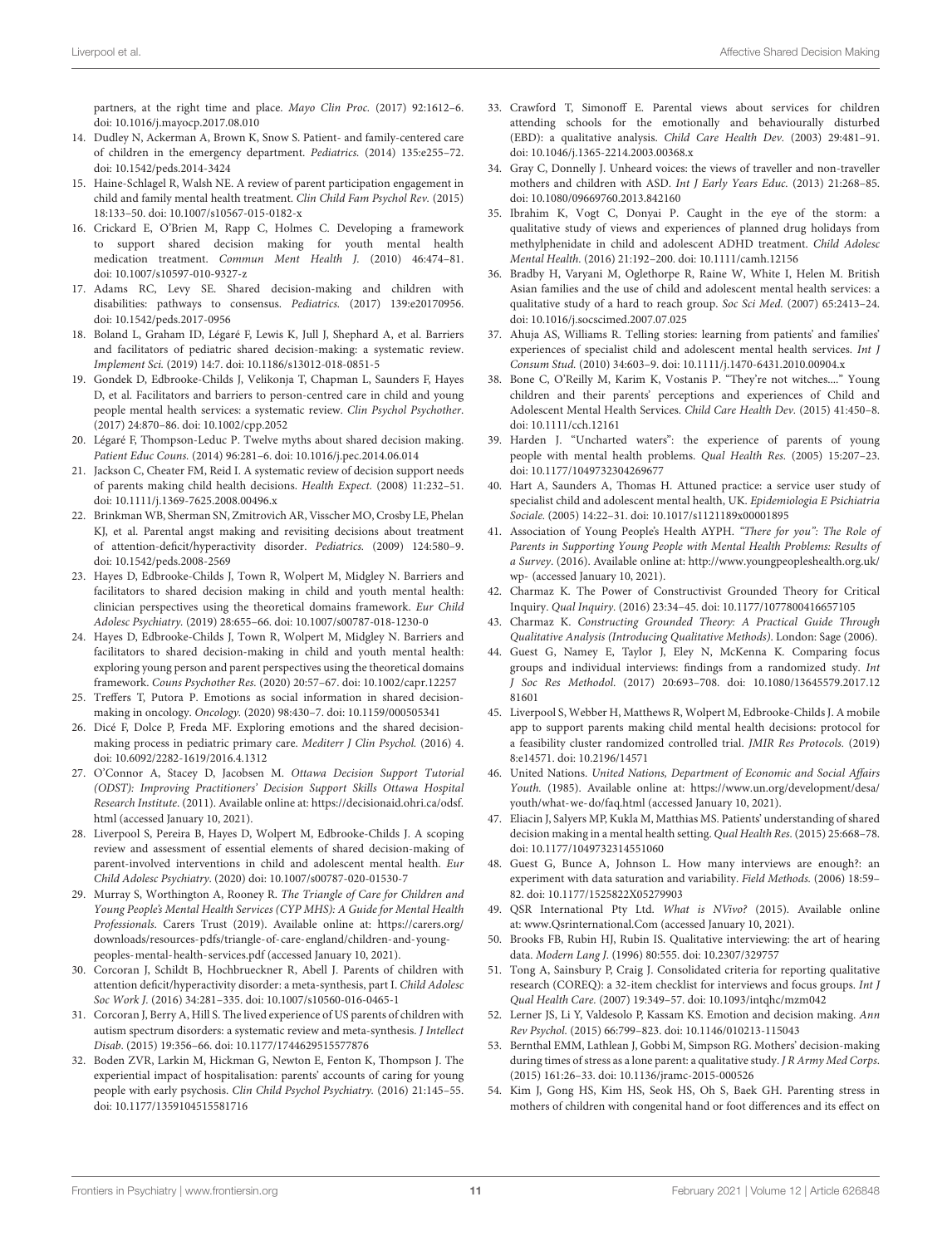partners, at the right time and place. *Mayo Clin Proc.* (2017) 92:1612–6. doi: 10.1016/j.mayocp.2017.08.010

14. Dudley N, Ackerman A, Brown K, Snow S. Patient- and family-centered care of children in the emergency department. *Pediatrics.* (2014) 135:e255–72. doi: 10.1542/peds.2014-3424
15. Haine-Schlagel R, Walsh NE. A review of parent participation engagement in child and family mental health treatment. *Clin Child Fam Psychol Rev.* (2015) 18:133–50. doi: 10.1007/s10567-015-0182-x
16. Crickard E, O'Brien M, Rapp C, Holmes C. Developing a framework to support shared decision making for youth mental health medication treatment. *Commun Ment Health J.* (2010) 46:474–81. doi: 10.1007/s10597-010-9327-z
17. Adams RC, Levy SE. Shared decision-making and children with disabilities: pathways to consensus. *Pediatrics.* (2017) 139:e20170956. doi: 10.1542/peds.2017-0956
18. Boland L, Graham ID, Légaré F, Lewis K, Jull J, Shephard A, et al. Barriers and facilitators of pediatric shared decision-making: a systematic review. *Implement Sci.* (2019) 14:7. doi: 10.1186/s13012-018-0851-5
19. Gondek D, Edbrooke-Childs J, Velikonja T, Chapman L, Saunders F, Hayes D, et al. Facilitators and barriers to person-centred care in child and young people mental health services: a systematic review. *Clin Psychol Psychother.* (2017) 24:870–86. doi: 10.1002/cpp.2052
20. Légaré F, Thompson-Leduc P. Twelve myths about shared decision making. *Patient Educ Couns.* (2014) 96:281–6. doi: 10.1016/j.pec.2014.06.014
21. Jackson C, Cheater FM, Reid I. A systematic review of decision support needs of parents making child health decisions. *Health Expect.* (2008) 11:232–51. doi: 10.1111/j.1369-7625.2008.00496.x
22. Brinkman WB, Sherman SN, Zmitrovich AR, Visscher MO, Crosby LE, Phelan KJ, et al. Parental angst making and revisiting decisions about treatment of attention-deficit/hyperactivity disorder. *Pediatrics.* (2009) 124:580–9. doi: 10.1542/peds.2008-2569
23. Hayes D, Edbrooke-Childs J, Town R, Wolpert M, Midgley N. Barriers and facilitators to shared decision making in child and youth mental health: clinician perspectives using the theoretical domains framework. *Eur Child Adolesc Psychiatry.* (2019) 28:655–66. doi: 10.1007/s00787-018-1230-0
24. Hayes D, Edbrooke-Childs J, Town R, Wolpert M, Midgley N. Barriers and facilitators to shared decision-making in child and youth mental health: exploring young person and parent perspectives using the theoretical domains framework. *Couns Psychother Res.* (2020) 20:57–67. doi: 10.1002/capr.12257
25. Treffers T, Putora P. Emotions as social information in shared decision-making in oncology. *Oncology.* (2020) 98:430–7. doi: 10.1159/000505341
26. Dicé F, Dolce P, Freda MF. Exploring emotions and the shared decision-making process in pediatric primary care. *Mediterr J Clin Psychol.* (2016) 4. doi: 10.6092/2282-1619/2016.4.1312
27. O'Connor A, Stacey D, Jacobsen M. *Ottawa Decision Support Tutorial (ODST): Improving Practitioners' Decision Support Skills Ottawa Hospital Research Institute.* (2011). Available online at: https://decisionaid.ohri.ca/odsf.html (accessed January 10, 2021).
28. Liverpool S, Pereira B, Hayes D, Wolpert M, Edbrooke-Childs J. A scoping review and assessment of essential elements of shared decision-making of parent-involved interventions in child and adolescent mental health. *Eur Child Adolesc Psychiatry.* (2020) doi: 10.1007/s00787-020-01530-7
29. Murray S, Worthington A, Rooney R. *The Triangle of Care for Children and Young People's Mental Health Services (CYP MHS): A Guide for Mental Health Professionals.* Carers Trust (2019). Available online at: https://carers.org/downloads/resources-pdfs/triangle-of-care-england/children-and-young-peoples-mental-health-services.pdf (accessed January 10, 2021).
30. Corcoran J, Schildt B, Hochbrueckner R, Abell J. Parents of children with attention deficit/hyperactivity disorder: a meta-synthesis, part I. *Child Adolesc Soc Work J.* (2016) 34:281–335. doi: 10.1007/s10560-016-0465-1
31. Corcoran J, Berry A, Hill S. The lived experience of US parents of children with autism spectrum disorders: a systematic review and meta-synthesis. *J Intellect Disab.* (2015) 19:356–66. doi: 10.1177/1744629515577876
32. Boden ZVR, Larkin M, Hickman G, Newton E, Fenton K, Thompson J. The experiential impact of hospitalisation: parents' accounts of caring for young people with early psychosis. *Clin Child Psychol Psychiatry.* (2016) 21:145–55. doi: 10.1177/1359104515581716
33. Crawford T, Simonoff E. Parental views about services for children attending schools for the emotionally and behaviourally disturbed (EBD): a qualitative analysis. *Child Care Health Dev.* (2003) 29:481–91. doi: 10.1046/j.1365-2214.2003.00368.x
34. Gray C, Donnelly J. Unheard voices: the views of traveller and non-traveller mothers and children with ASD. *Int J Early Years Educ.* (2013) 21:268–85. doi: 10.1080/09669760.2013.842160
35. Ibrahim K, Vogt C, Donyai P. Caught in the eye of the storm: a qualitative study of views and experiences of planned drug holidays from methylphenidate in child and adolescent ADHD treatment. *Child Adolesc Mental Health.* (2016) 21:192–200. doi: 10.1111/camh.12156
36. Bradby H, Varyani M, Oglethorpe R, Raine W, White I, Helen M. British Asian families and the use of child and adolescent mental health services: a qualitative study of a hard to reach group. *Soc Sci Med.* (2007) 65:2413–24. doi: 10.1016/j.socscimed.2007.07.025
37. Ahuja AS, Williams R. Telling stories: learning from patients' and families' experiences of specialist child and adolescent mental health services. *Int J Consum Stud.* (2010) 34:603–9. doi: 10.1111/j.1470-6431.2010.00904.x
38. Bone C, O'Reilly M, Karim K, Vostanis P. "They're not witches...." Young children and their parents' perceptions and experiences of Child and Adolescent Mental Health Services. *Child Care Health Dev.* (2015) 41:450–8. doi: 10.1111/cch.12161
39. Harden J. "Uncharted waters": the experience of parents of young people with mental health problems. *Qual Health Res.* (2005) 15:207–23. doi: 10.1177/1049732304269677
40. Hart A, Saunders A, Thomas H. Attuned practice: a service user study of specialist child and adolescent mental health, UK. *Epidemiologia E Psichiatria Sociale.* (2005) 14:22–31. doi: 10.1017/s1121189x00001895
41. Association of Young People's Health AYPH. *"There for you": The Role of Parents in Supporting Young People with Mental Health Problems: Results of a Survey.* (2016). Available online at: http://www.youngpeopleshealth.org.uk/wp- (accessed January 10, 2021).
42. Charmaz K. The Power of Constructivist Grounded Theory for Critical Inquiry. *Qual Inquiry.* (2016) 23:34–45. doi: 10.1177/1077800416657105
43. Charmaz K. *Constructing Grounded Theory: A Practical Guide Through Qualitative Analysis (Introducing Qualitative Methods).* London: Sage (2006).
44. Guest G, Namey E, Taylor J, Eley N, McKenna K. Comparing focus groups and individual interviews: findings from a randomized study. *Int J Soc Res Methodol.* (2017) 20:693–708. doi: 10.1080/13645579.2017.1281601
45. Liverpool S, Webber H, Matthews R, Wolpert M, Edbrooke-Childs J. A mobile app to support parents making child mental health decisions: protocol for a feasibility cluster randomized controlled trial. *JMIR Res Protocols.* (2019) 8:e14571. doi: 10.2196/14571
46. United Nations. *United Nations, Department of Economic and Social Affairs Youth.* (1985). Available online at: https://www.un.org/development/desa/youth/what-we-do/faq.html (accessed January 10, 2021).
47. Eliacin J, Salyers MP, Kukla M, Matthias MS. Patients' understanding of shared decision making in a mental health setting. *Qual Health Res.* (2015) 25:668–78. doi: 10.1177/1049732314551060
48. Guest G, Bunce A, Johnson L. How many interviews are enough?: an experiment with data saturation and variability. *Field Methods.* (2006) 18:59–82. doi: 10.1177/1525822X05279903
49. QSR International Pty Ltd. *What is NVivo?* (2015). Available online at: www.Qsrinternational.Com (accessed January 10, 2021).
50. Brooks FB, Rubin HJ, Rubin IS. Qualitative interviewing: the art of hearing data. *Modern Lang J.* (1996) 80:555. doi: 10.2307/329757
51. Tong A, Sainsbury P, Craig J. Consolidated criteria for reporting qualitative research (COREQ): a 32-item checklist for interviews and focus groups. *Int J Qual Health Care.* (2007) 19:349–57. doi: 10.1093/intqhc/mzm042
52. Lerner JS, Li Y, Valdesolo P, Kassam KS. Emotion and decision making. *Ann Rev Psychol.* (2015) 66:799–823. doi: 10.1146/010213-115043
53. Bernthal EMM, Lathlean J, Gobbi M, Simpson RG. Mothers' decision-making during times of stress as a lone parent: a qualitative study. *J R Army Med Corps.* (2015) 161:26–33. doi: 10.1136/jramc-2015-000526
54. Kim J, Gong HS, Kim HS, Seok HS, Oh S, Baek GH. Parenting stress in mothers of children with congenital hand or foot differences and its effect on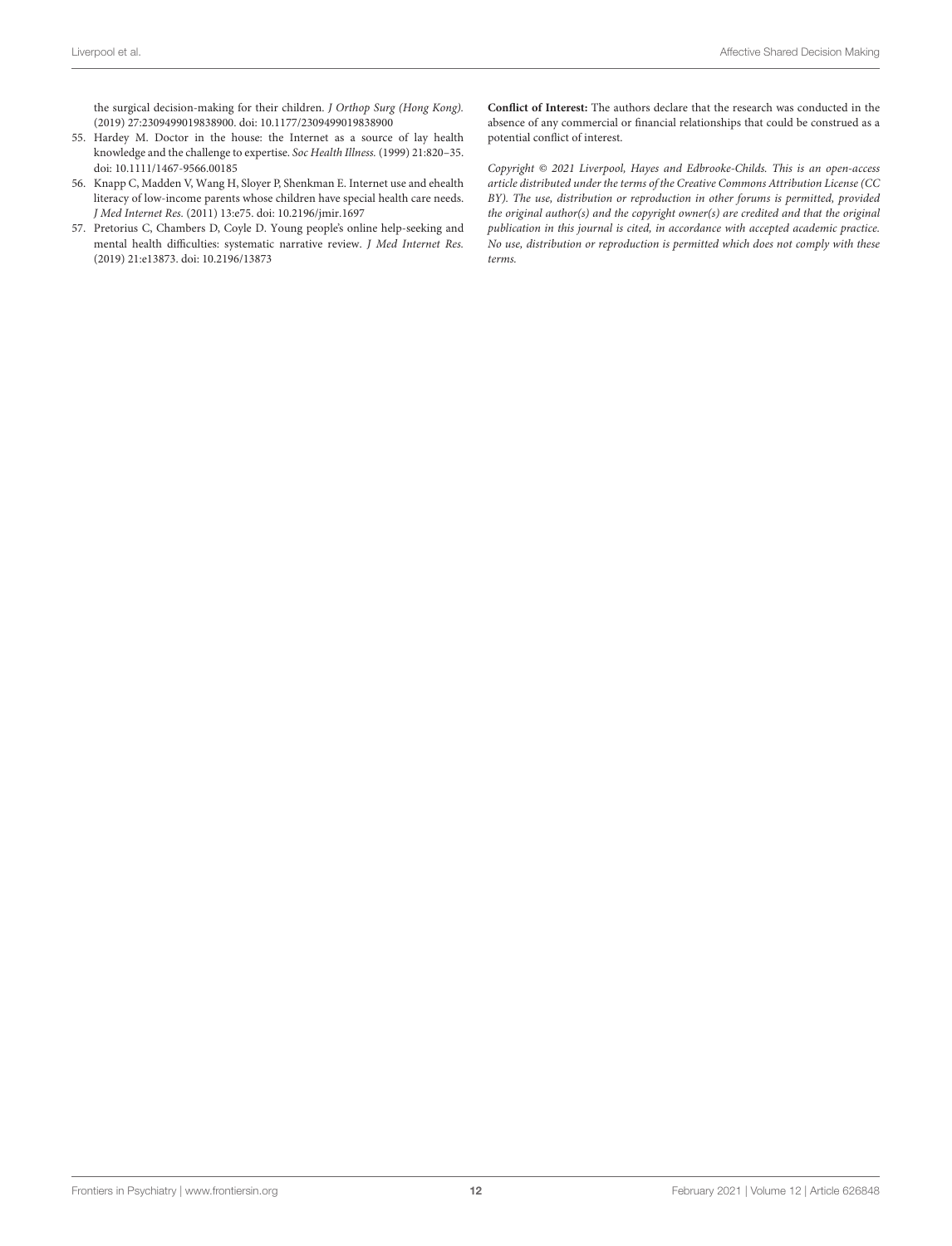the surgical decision-making for their children. *J Orthop Surg (Hong Kong).* (2019) 27:2309499019838900. doi: 10.1177/2309499019838900

55. Hardey M. Doctor in the house: the Internet as a source of lay health knowledge and the challenge to expertise. *Soc Health Illness.* (1999) 21:820–35. doi: 10.1111/1467-9566.00185
56. Knapp C, Madden V, Wang H, Sloyer P, Shenkman E. Internet use and ehealth literacy of low-income parents whose children have special health care needs. *J Med Internet Res.* (2011) 13:e75. doi: 10.2196/jmir.1697
57. Pretorius C, Chambers D, Coyle D. Young people's online help-seeking and mental health difficulties: systematic narrative review. *J Med Internet Res.* (2019) 21:e13873. doi: 10.2196/13873

**Conflict of Interest:** The authors declare that the research was conducted in the absence of any commercial or financial relationships that could be construed as a potential conflict of interest.

*Copyright © 2021 Liverpool, Hayes and Edbrooke-Childs. This is an open-access article distributed under the terms of the Creative Commons Attribution License (CC BY). The use, distribution or reproduction in other forums is permitted, provided the original author(s) and the copyright owner(s) are credited and that the original publication in this journal is cited, in accordance with accepted academic practice. No use, distribution or reproduction is permitted which does not comply with these terms.*